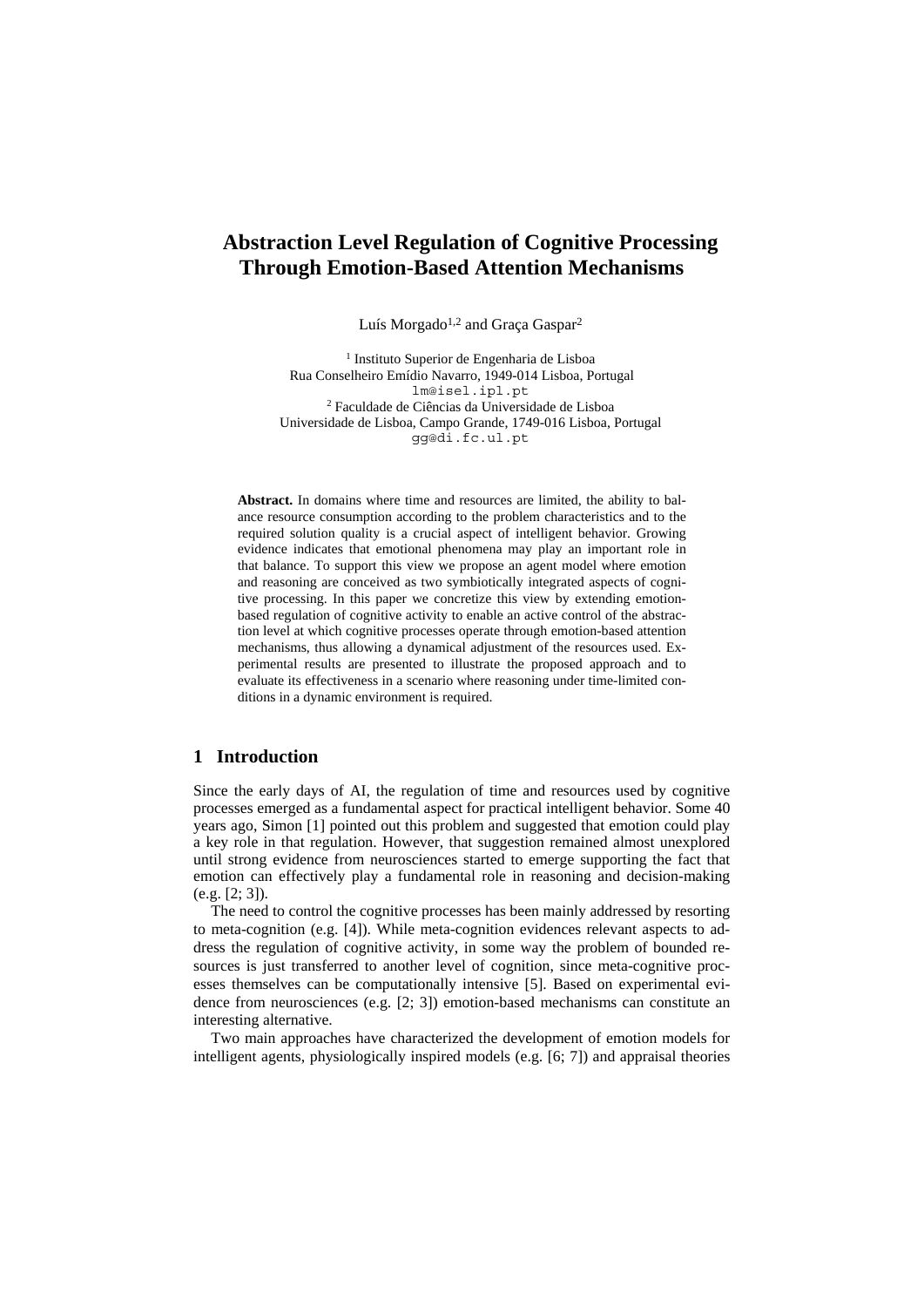# Abstraction Level Regulation of Cognitive Processing Through Emotion-Based Attention Mechanisms

Luís Morgado[1,2] and Graça Gaspar[2]

[1] Instituto Superior de Engenharia de Lisboa
Rua Conselheiro Emídio Navarro, 1949-014 Lisboa, Portugal
lm@isel.ipl.pt
[2] Faculdade de Ciências da Universidade de Lisboa
Universidade de Lisboa, Campo Grande, 1749-016 Lisboa, Portugal
gg@di.fc.ul.pt

**Abstract.** In domains where time and resources are limited, the ability to balance resource consumption according to the problem characteristics and to the required solution quality is a crucial aspect of intelligent behavior. Growing evidence indicates that emotional phenomena may play an important role in that balance. To support this view we propose an agent model where emotion and reasoning are conceived as two symbiotically integrated aspects of cognitive processing. In this paper we concretize this view by extending emotion-based regulation of cognitive activity to enable an active control of the abstraction level at which cognitive processes operate through emotion-based attention mechanisms, thus allowing a dynamical adjustment of the resources used. Experimental results are presented to illustrate the proposed approach and to evaluate its effectiveness in a scenario where reasoning under time-limited conditions in a dynamic environment is required.

## 1 Introduction

Since the early days of AI, the regulation of time and resources used by cognitive processes emerged as a fundamental aspect for practical intelligent behavior. Some 40 years ago, Simon [1] pointed out this problem and suggested that emotion could play a key role in that regulation. However, that suggestion remained almost unexplored until strong evidence from neurosciences started to emerge supporting the fact that emotion can effectively play a fundamental role in reasoning and decision-making (e.g. [2; 3]).

The need to control the cognitive processes has been mainly addressed by resorting to meta-cognition (e.g. [4]). While meta-cognition evidences relevant aspects to address the regulation of cognitive activity, in some way the problem of bounded resources is just transferred to another level of cognition, since meta-cognitive processes themselves can be computationally intensive [5]. Based on experimental evidence from neurosciences (e.g. [2; 3]) emotion-based mechanisms can constitute an interesting alternative.

Two main approaches have characterized the development of emotion models for intelligent agents, physiologically inspired models (e.g. [6; 7]) and appraisal theories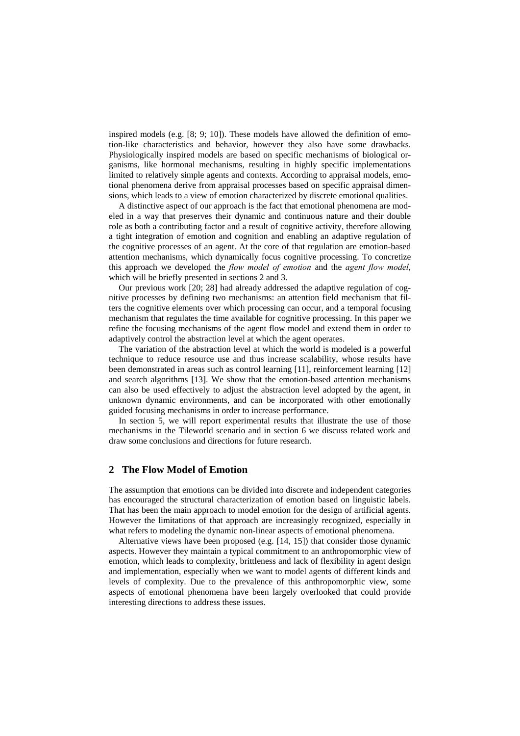inspired models (e.g. [8; 9; 10]). These models have allowed the definition of emotion-like characteristics and behavior, however they also have some drawbacks. Physiologically inspired models are based on specific mechanisms of biological organisms, like hormonal mechanisms, resulting in highly specific implementations limited to relatively simple agents and contexts. According to appraisal models, emotional phenomena derive from appraisal processes based on specific appraisal dimensions, which leads to a view of emotion characterized by discrete emotional qualities.

A distinctive aspect of our approach is the fact that emotional phenomena are modeled in a way that preserves their dynamic and continuous nature and their double role as both a contributing factor and a result of cognitive activity, therefore allowing a tight integration of emotion and cognition and enabling an adaptive regulation of the cognitive processes of an agent. At the core of that regulation are emotion-based attention mechanisms, which dynamically focus cognitive processing. To concretize this approach we developed the *flow model of emotion* and the *agent flow model*, which will be briefly presented in sections 2 and 3.

Our previous work [20; 28] had already addressed the adaptive regulation of cognitive processes by defining two mechanisms: an attention field mechanism that filters the cognitive elements over which processing can occur, and a temporal focusing mechanism that regulates the time available for cognitive processing. In this paper we refine the focusing mechanisms of the agent flow model and extend them in order to adaptively control the abstraction level at which the agent operates.

The variation of the abstraction level at which the world is modeled is a powerful technique to reduce resource use and thus increase scalability, whose results have been demonstrated in areas such as control learning [11], reinforcement learning [12] and search algorithms [13]. We show that the emotion-based attention mechanisms can also be used effectively to adjust the abstraction level adopted by the agent, in unknown dynamic environments, and can be incorporated with other emotionally guided focusing mechanisms in order to increase performance.

In section 5, we will report experimental results that illustrate the use of those mechanisms in the Tileworld scenario and in section 6 we discuss related work and draw some conclusions and directions for future research.

## 2 The Flow Model of Emotion

The assumption that emotions can be divided into discrete and independent categories has encouraged the structural characterization of emotion based on linguistic labels. That has been the main approach to model emotion for the design of artificial agents. However the limitations of that approach are increasingly recognized, especially in what refers to modeling the dynamic non-linear aspects of emotional phenomena.

Alternative views have been proposed (e.g. [14, 15]) that consider those dynamic aspects. However they maintain a typical commitment to an anthropomorphic view of emotion, which leads to complexity, brittleness and lack of flexibility in agent design and implementation, especially when we want to model agents of different kinds and levels of complexity. Due to the prevalence of this anthropomorphic view, some aspects of emotional phenomena have been largely overlooked that could provide interesting directions to address these issues.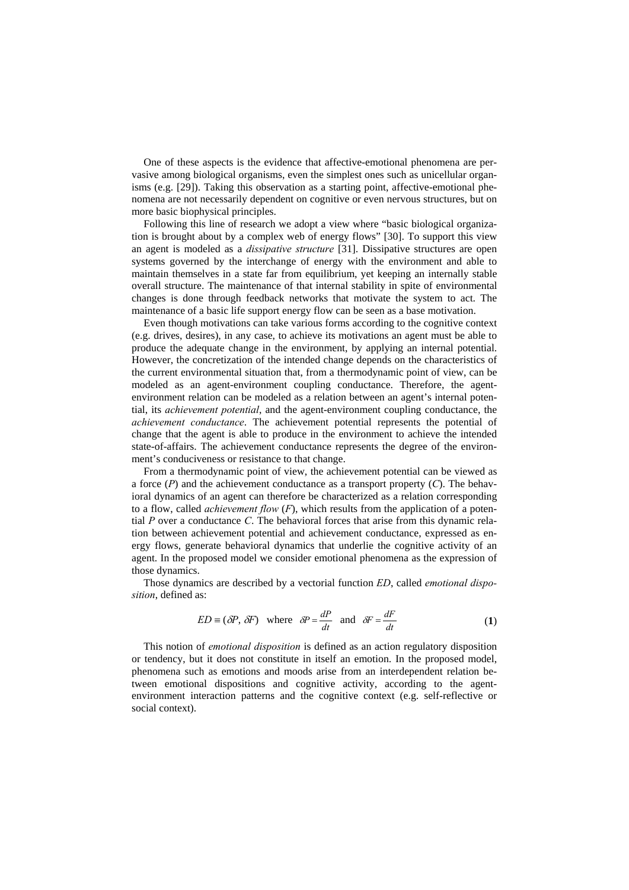One of these aspects is the evidence that affective-emotional phenomena are pervasive among biological organisms, even the simplest ones such as unicellular organisms (e.g. [29]). Taking this observation as a starting point, affective-emotional phenomena are not necessarily dependent on cognitive or even nervous structures, but on more basic biophysical principles.

Following this line of research we adopt a view where "basic biological organization is brought about by a complex web of energy flows" [30]. To support this view an agent is modeled as a *dissipative structure* [31]. Dissipative structures are open systems governed by the interchange of energy with the environment and able to maintain themselves in a state far from equilibrium, yet keeping an internally stable overall structure. The maintenance of that internal stability in spite of environmental changes is done through feedback networks that motivate the system to act. The maintenance of a basic life support energy flow can be seen as a base motivation.

Even though motivations can take various forms according to the cognitive context (e.g. drives, desires), in any case, to achieve its motivations an agent must be able to produce the adequate change in the environment, by applying an internal potential. However, the concretization of the intended change depends on the characteristics of the current environmental situation that, from a thermodynamic point of view, can be modeled as an agent-environment coupling conductance. Therefore, the agent-environment relation can be modeled as a relation between an agent's internal potential, its *achievement potential*, and the agent-environment coupling conductance, the *achievement conductance*. The achievement potential represents the potential of change that the agent is able to produce in the environment to achieve the intended state-of-affairs. The achievement conductance represents the degree of the environment's conduciveness or resistance to that change.

From a thermodynamic point of view, the achievement potential can be viewed as a force ($P$) and the achievement conductance as a transport property ($C$). The behavioral dynamics of an agent can therefore be characterized as a relation corresponding to a flow, called *achievement flow* ($F$), which results from the application of a potential $P$ over a conductance $C$. The behavioral forces that arise from this dynamic relation between achievement potential and achievement conductance, expressed as energy flows, generate behavioral dynamics that underlie the cognitive activity of an agent. In the proposed model we consider emotional phenomena as the expression of those dynamics.

Those dynamics are described by a vectorial function $ED$, called *emotional disposition*, defined as:

$$ED \equiv (\delta P, \delta F) \quad \text{where} \quad \delta P = \frac{dP}{dt} \quad \text{and} \quad \delta F = \frac{dF}{dt} \tag{1}$$

This notion of *emotional disposition* is defined as an action regulatory disposition or tendency, but it does not constitute in itself an emotion. In the proposed model, phenomena such as emotions and moods arise from an interdependent relation between emotional dispositions and cognitive activity, according to the agent-environment interaction patterns and the cognitive context (e.g. self-reflective or social context).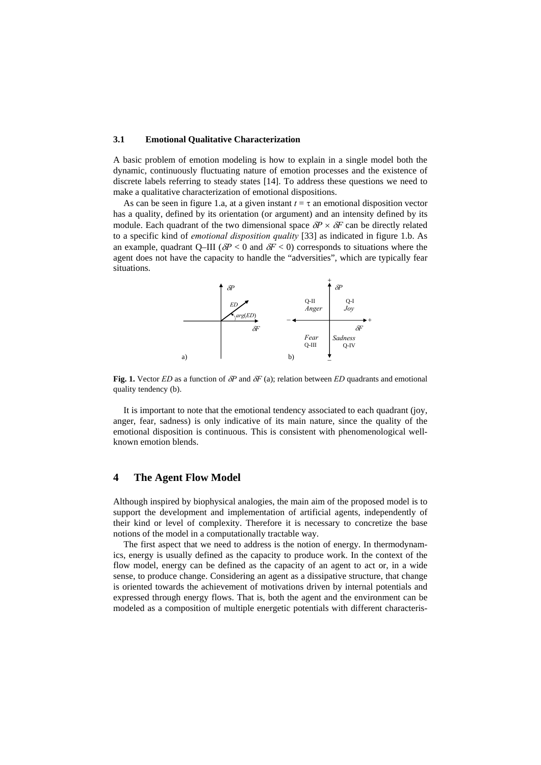### 3.1 Emotional Qualitative Characterization

A basic problem of emotion modeling is how to explain in a single model both the dynamic, continuously fluctuating nature of emotion processes and the existence of discrete labels referring to steady states [14]. To address these questions we need to make a qualitative characterization of emotional dispositions.

As can be seen in figure 1.a, at a given instant $t = \tau$ an emotional disposition vector has a quality, defined by its orientation (or argument) and an intensity defined by its module. Each quadrant of the two dimensional space $\delta P \times \delta F$ can be directly related to a specific kind of *emotional disposition quality* [33] as indicated in figure 1.b. As an example, quadrant Q–III ($\delta P < 0$ and $\delta F < 0$) corresponds to situations where the agent does not have the capacity to handle the "adversities", which are typically fear situations.

**Fig. 1.** Vector *ED* as a function of $\delta P$ and $\delta F$ (a); relation between *ED* quadrants and emotional quality tendency (b).

It is important to note that the emotional tendency associated to each quadrant (joy, anger, fear, sadness) is only indicative of its main nature, since the quality of the emotional disposition is continuous. This is consistent with phenomenological well-known emotion blends.

## 4 The Agent Flow Model

Although inspired by biophysical analogies, the main aim of the proposed model is to support the development and implementation of artificial agents, independently of their kind or level of complexity. Therefore it is necessary to concretize the base notions of the model in a computationally tractable way.

The first aspect that we need to address is the notion of energy. In thermodynamics, energy is usually defined as the capacity to produce work. In the context of the flow model, energy can be defined as the capacity of an agent to act or, in a wide sense, to produce change. Considering an agent as a dissipative structure, that change is oriented towards the achievement of motivations driven by internal potentials and expressed through energy flows. That is, both the agent and the environment can be modeled as a composition of multiple energetic potentials with different characteris-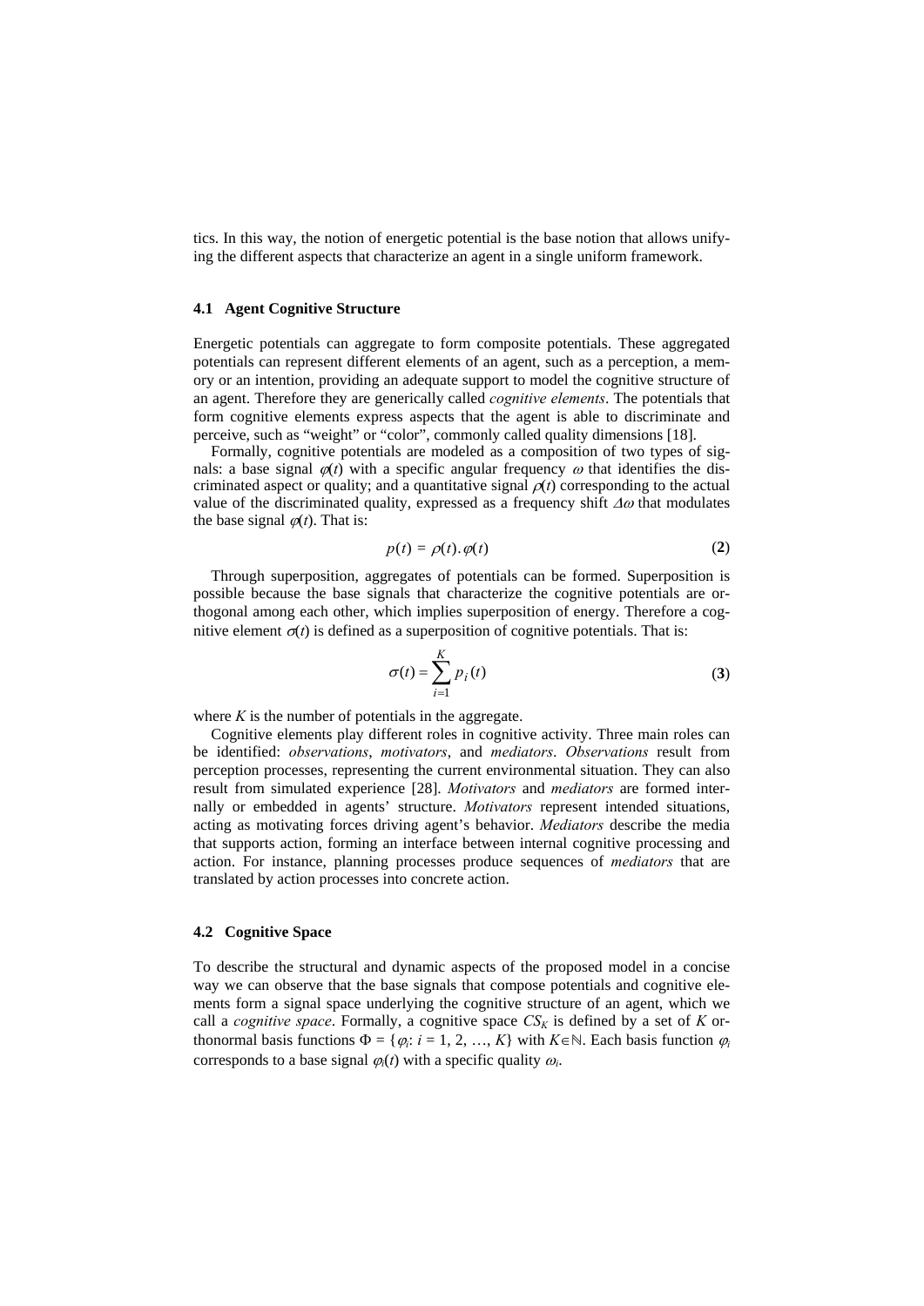tics. In this way, the notion of energetic potential is the base notion that allows unifying the different aspects that characterize an agent in a single uniform framework.

### 4.1 Agent Cognitive Structure

Energetic potentials can aggregate to form composite potentials. These aggregated potentials can represent different elements of an agent, such as a perception, a memory or an intention, providing an adequate support to model the cognitive structure of an agent. Therefore they are generically called *cognitive elements*. The potentials that form cognitive elements express aspects that the agent is able to discriminate and perceive, such as "weight" or "color", commonly called quality dimensions [18].

Formally, cognitive potentials are modeled as a composition of two types of signals: a base signal $\varphi(t)$ with a specific angular frequency $\omega$ that identifies the discriminated aspect or quality; and a quantitative signal $\rho(t)$ corresponding to the actual value of the discriminated quality, expressed as a frequency shift $\Delta\omega$ that modulates the base signal $\varphi(t)$. That is:

$$p(t) = \rho(t).\varphi(t) \tag{2}$$

Through superposition, aggregates of potentials can be formed. Superposition is possible because the base signals that characterize the cognitive potentials are orthogonal among each other, which implies superposition of energy. Therefore a cognitive element $\sigma(t)$ is defined as a superposition of cognitive potentials. That is:

$$\sigma(t) = \sum_{i=1}^{K} p_i(t) \tag{3}$$

where $K$ is the number of potentials in the aggregate.

Cognitive elements play different roles in cognitive activity. Three main roles can be identified: *observations*, *motivators*, and *mediators*. *Observations* result from perception processes, representing the current environmental situation. They can also result from simulated experience [28]. *Motivators* and *mediators* are formed internally or embedded in agents' structure. *Motivators* represent intended situations, acting as motivating forces driving agent's behavior. *Mediators* describe the media that supports action, forming an interface between internal cognitive processing and action. For instance, planning processes produce sequences of *mediators* that are translated by action processes into concrete action.

### 4.2 Cognitive Space

To describe the structural and dynamic aspects of the proposed model in a concise way we can observe that the base signals that compose potentials and cognitive elements form a signal space underlying the cognitive structure of an agent, which we call a *cognitive space*. Formally, a cognitive space $CS_K$ is defined by a set of $K$ orthonormal basis functions $\Phi = \{\varphi_i: i = 1, 2, \ldots, K\}$ with $K \in \mathbb{N}$. Each basis function $\varphi_i$ corresponds to a base signal $\varphi_i(t)$ with a specific quality $\omega_i$.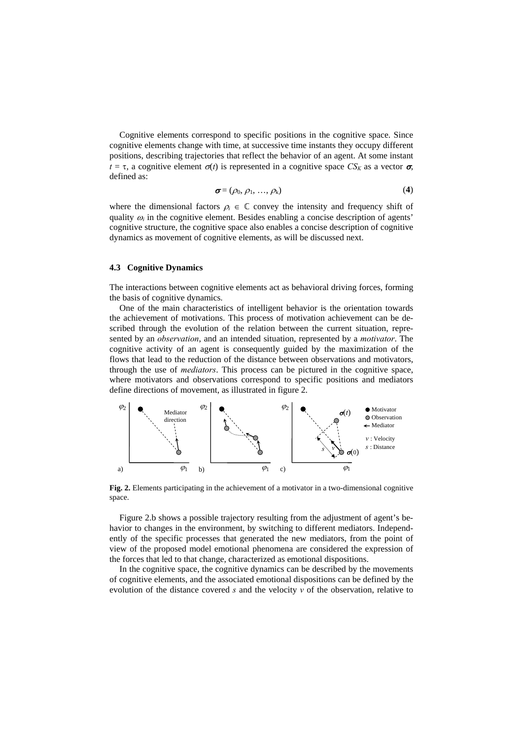Cognitive elements correspond to specific positions in the cognitive space. Since cognitive elements change with time, at successive time instants they occupy different positions, describing trajectories that reflect the behavior of an agent. At some instant $t = \tau$, a cognitive element $\sigma(t)$ is represented in a cognitive space $CS_K$ as a vector $\boldsymbol{\sigma}$, defined as:

$$\boldsymbol{\sigma} = (\rho_0, \rho_1, \ldots, \rho_k) \tag{4}$$

where the dimensional factors $\rho_i \in \mathbb{C}$ convey the intensity and frequency shift of quality $\omega_i$ in the cognitive element. Besides enabling a concise description of agents' cognitive structure, the cognitive space also enables a concise description of cognitive dynamics as movement of cognitive elements, as will be discussed next.

### 4.3 Cognitive Dynamics

The interactions between cognitive elements act as behavioral driving forces, forming the basis of cognitive dynamics.

One of the main characteristics of intelligent behavior is the orientation towards the achievement of motivations. This process of motivation achievement can be described through the evolution of the relation between the current situation, represented by an *observation*, and an intended situation, represented by a *motivator*. The cognitive activity of an agent is consequently guided by the maximization of the flows that lead to the reduction of the distance between observations and motivators, through the use of *mediators*. This process can be pictured in the cognitive space, where motivators and observations correspond to specific positions and mediators define directions of movement, as illustrated in figure 2.

**Fig. 2.** Elements participating in the achievement of a motivator in a two-dimensional cognitive space.

Figure 2.b shows a possible trajectory resulting from the adjustment of agent's behavior to changes in the environment, by switching to different mediators. Independently of the specific processes that generated the new mediators, from the point of view of the proposed model emotional phenomena are considered the expression of the forces that led to that change, characterized as emotional dispositions.

In the cognitive space, the cognitive dynamics can be described by the movements of cognitive elements, and the associated emotional dispositions can be defined by the evolution of the distance covered $s$ and the velocity $v$ of the observation, relative to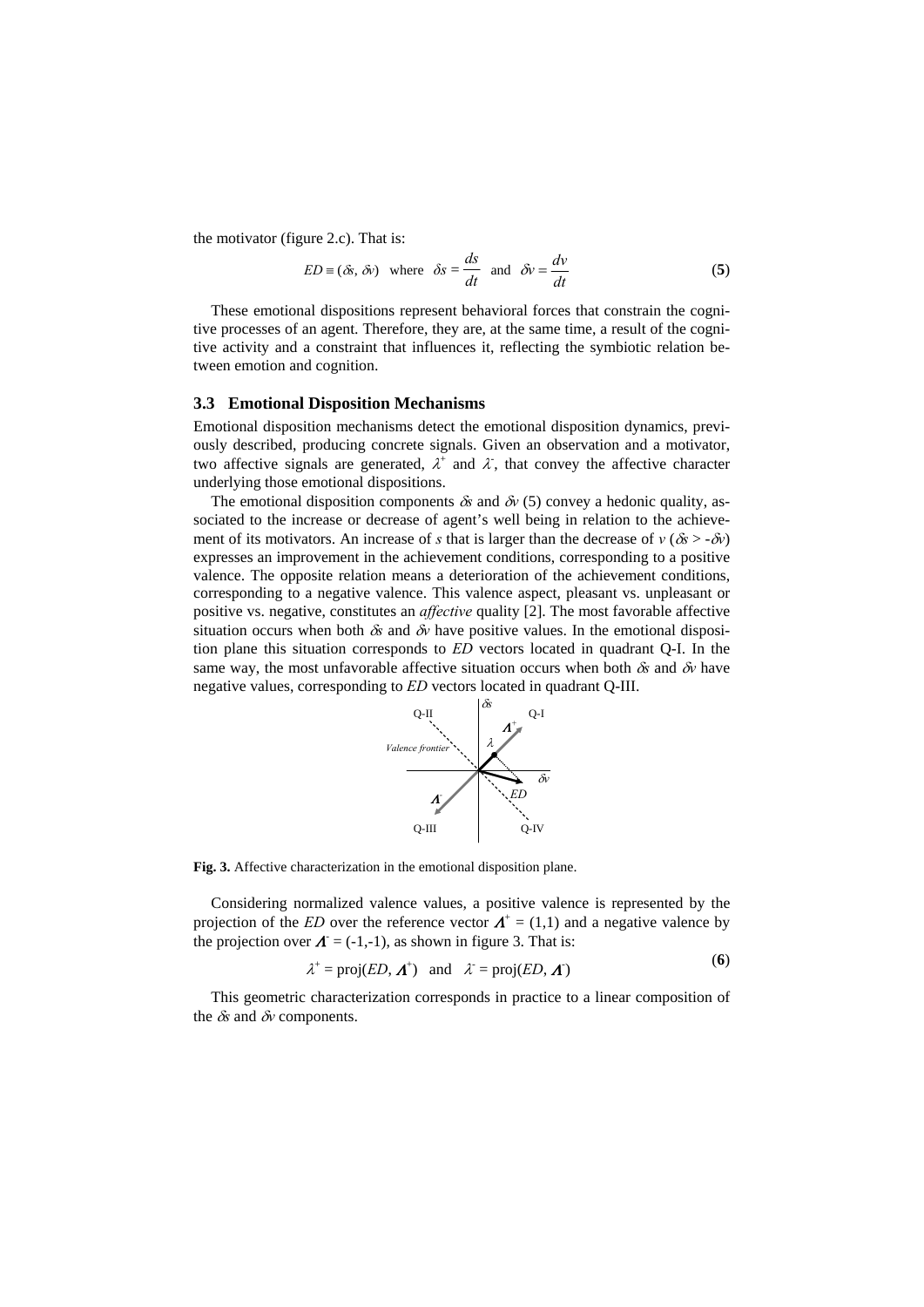the motivator (figure 2.c). That is:

$$ED \equiv (\delta s, \delta v) \quad \text{where} \quad \delta s = \frac{ds}{dt} \quad \text{and} \quad \delta v = \frac{dv}{dt} \tag{5}$$

These emotional dispositions represent behavioral forces that constrain the cognitive processes of an agent. Therefore, they are, at the same time, a result of the cognitive activity and a constraint that influences it, reflecting the symbiotic relation between emotion and cognition.

### 3.3 Emotional Disposition Mechanisms

Emotional disposition mechanisms detect the emotional disposition dynamics, previously described, producing concrete signals. Given an observation and a motivator, two affective signals are generated, $\lambda^+$ and $\lambda^-$, that convey the affective character underlying those emotional dispositions.

The emotional disposition components $\delta s$ and $\delta v$ (5) convey a hedonic quality, associated to the increase or decrease of agent's well being in relation to the achievement of its motivators. An increase of $s$ that is larger than the decrease of $v$ ($\delta s > -\delta v$) expresses an improvement in the achievement conditions, corresponding to a positive valence. The opposite relation means a deterioration of the achievement conditions, corresponding to a negative valence. This valence aspect, pleasant vs. unpleasant or positive vs. negative, constitutes an *affective* quality [2]. The most favorable affective situation occurs when both $\delta s$ and $\delta v$ have positive values. In the emotional disposition plane this situation corresponds to *ED* vectors located in quadrant Q-I. In the same way, the most unfavorable affective situation occurs when both $\delta s$ and $\delta v$ have negative values, corresponding to *ED* vectors located in quadrant Q-III.

**Fig. 3.** Affective characterization in the emotional disposition plane.

Considering normalized valence values, a positive valence is represented by the projection of the *ED* over the reference vector $\boldsymbol{\Lambda}^+ = (1,1)$ and a negative valence by the projection over $\boldsymbol{\Lambda}^- = (-1,-1)$, as shown in figure 3. That is:

$$\lambda^+ = \text{proj}(ED, \boldsymbol{\Lambda}^+) \quad \text{and} \quad \lambda^- = \text{proj}(ED, \boldsymbol{\Lambda}^-) \tag{6}$$

This geometric characterization corresponds in practice to a linear composition of the $\delta s$ and $\delta v$ components.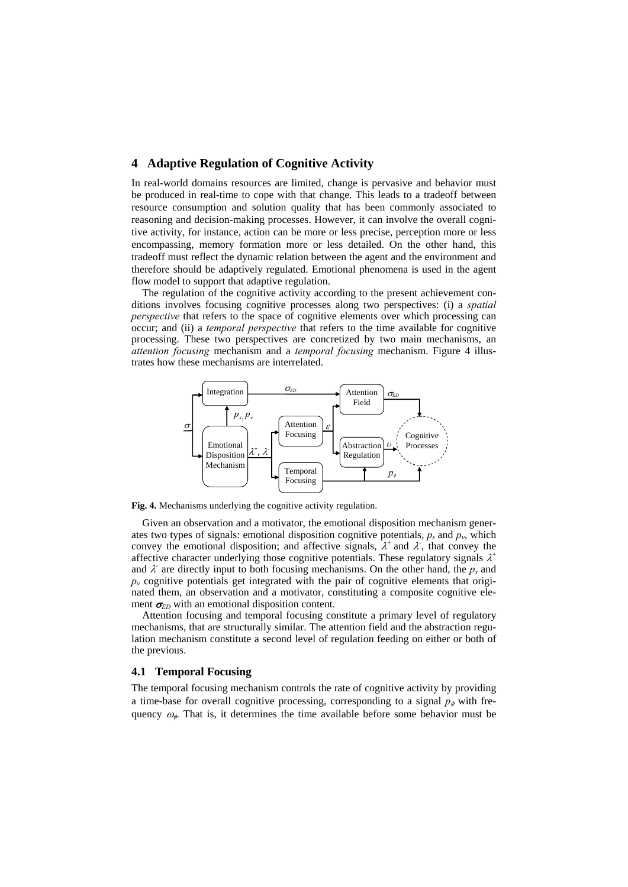## 4 Adaptive Regulation of Cognitive Activity

In real-world domains resources are limited, change is pervasive and behavior must be produced in real-time to cope with that change. This leads to a tradeoff between resource consumption and solution quality that has been commonly associated to reasoning and decision-making processes. However, it can involve the overall cognitive activity, for instance, action can be more or less precise, perception more or less encompassing, memory formation more or less detailed. On the other hand, this tradeoff must reflect the dynamic relation between the agent and the environment and therefore should be adaptively regulated. Emotional phenomena is used in the agent flow model to support that adaptive regulation.

The regulation of the cognitive activity according to the present achievement conditions involves focusing cognitive processes along two perspectives: (i) a *spatial perspective* that refers to the space of cognitive elements over which processing can occur; and (ii) a *temporal perspective* that refers to the time available for cognitive processing. These two perspectives are concretized by two main mechanisms, an *attention focusing* mechanism and a *temporal focusing* mechanism. Figure 4 illustrates how these mechanisms are interrelated.

**Fig. 4.** Mechanisms underlying the cognitive activity regulation.

Given an observation and a motivator, the emotional disposition mechanism generates two types of signals: emotional disposition cognitive potentials, $p_s$ and $p_v$, which convey the emotional disposition; and affective signals, $\lambda^+$ and $\lambda^-$, that convey the affective character underlying those cognitive potentials. These regulatory signals $\lambda^+$ and $\lambda^-$ are directly input to both focusing mechanisms. On the other hand, the $p_s$ and $p_v$ cognitive potentials get integrated with the pair of cognitive elements that originated them, an observation and a motivator, constituting a composite cognitive element $\boldsymbol{\sigma}_{ED}$ with an emotional disposition content.

Attention focusing and temporal focusing constitute a primary level of regulatory mechanisms, that are structurally similar. The attention field and the abstraction regulation mechanism constitute a second level of regulation feeding on either or both of the previous.

### 4.1 Temporal Focusing

The temporal focusing mechanism controls the rate of cognitive activity by providing a time-base for overall cognitive processing, corresponding to a signal $p_\phi$ with frequency $\omega_\phi$. That is, it determines the time available before some behavior must be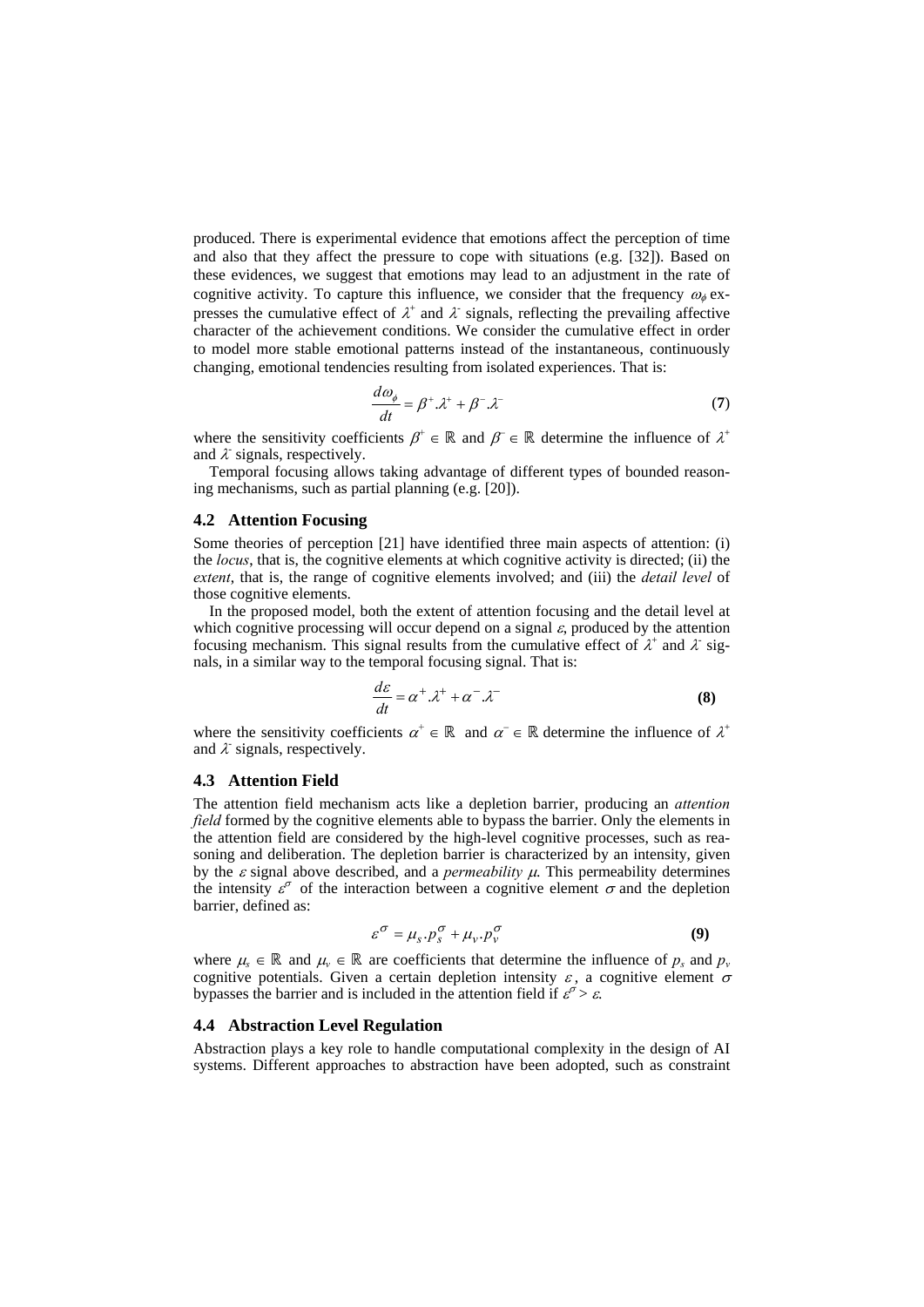produced. There is experimental evidence that emotions affect the perception of time and also that they affect the pressure to cope with situations (e.g. [32]). Based on these evidences, we suggest that emotions may lead to an adjustment in the rate of cognitive activity. To capture this influence, we consider that the frequency $\omega_\phi$ expresses the cumulative effect of $\lambda^+$ and $\lambda^-$ signals, reflecting the prevailing affective character of the achievement conditions. We consider the cumulative effect in order to model more stable emotional patterns instead of the instantaneous, continuously changing, emotional tendencies resulting from isolated experiences. That is:

$$\frac{d\omega_\phi}{dt} = \beta^+.\lambda^+ + \beta^-.\lambda^- \tag{7}$$

where the sensitivity coefficients $\beta^+ \in \mathbb{R}$ and $\beta^- \in \mathbb{R}$ determine the influence of $\lambda^+$ and $\lambda^-$ signals, respectively.

Temporal focusing allows taking advantage of different types of bounded reasoning mechanisms, such as partial planning (e.g. [20]).

### 4.2 Attention Focusing

Some theories of perception [21] have identified three main aspects of attention: (i) the *locus*, that is, the cognitive elements at which cognitive activity is directed; (ii) the *extent*, that is, the range of cognitive elements involved; and (iii) the *detail level* of those cognitive elements.

In the proposed model, both the extent of attention focusing and the detail level at which cognitive processing will occur depend on a signal $\varepsilon$, produced by the attention focusing mechanism. This signal results from the cumulative effect of $\lambda^+$ and $\lambda^-$ signals, in a similar way to the temporal focusing signal. That is:

$$\frac{d\varepsilon}{dt} = \alpha^+.\lambda^+ + \alpha^-.\lambda^- \tag{8}$$

where the sensitivity coefficients $\alpha^+ \in \mathbb{R}$ and $\alpha^- \in \mathbb{R}$ determine the influence of $\lambda^+$ and $\lambda^-$ signals, respectively.

### 4.3 Attention Field

The attention field mechanism acts like a depletion barrier, producing an *attention field* formed by the cognitive elements able to bypass the barrier. Only the elements in the attention field are considered by the high-level cognitive processes, such as reasoning and deliberation. The depletion barrier is characterized by an intensity, given by the $\varepsilon$ signal above described, and a *permeability* $\mu$. This permeability determines the intensity $\varepsilon^\sigma$ of the interaction between a cognitive element $\sigma$ and the depletion barrier, defined as:

$$\varepsilon^\sigma = \mu_s.p_s^\sigma + \mu_v.p_v^\sigma \tag{9}$$

where $\mu_s \in \mathbb{R}$ and $\mu_v \in \mathbb{R}$ are coefficients that determine the influence of $p_s$ and $p_v$ cognitive potentials. Given a certain depletion intensity $\varepsilon$, a cognitive element $\sigma$ bypasses the barrier and is included in the attention field if $\varepsilon^\sigma > \varepsilon$.

### 4.4 Abstraction Level Regulation

Abstraction plays a key role to handle computational complexity in the design of AI systems. Different approaches to abstraction have been adopted, such as constraint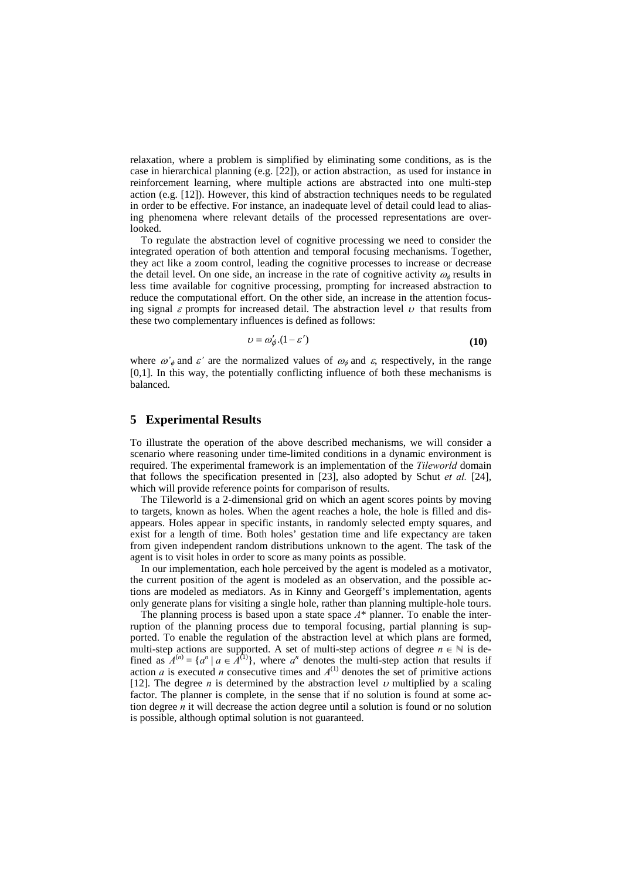relaxation, where a problem is simplified by eliminating some conditions, as is the case in hierarchical planning (e.g. [22]), or action abstraction, as used for instance in reinforcement learning, where multiple actions are abstracted into one multi-step action (e.g. [12]). However, this kind of abstraction techniques needs to be regulated in order to be effective. For instance, an inadequate level of detail could lead to aliasing phenomena where relevant details of the processed representations are overlooked.

To regulate the abstraction level of cognitive processing we need to consider the integrated operation of both attention and temporal focusing mechanisms. Together, they act like a zoom control, leading the cognitive processes to increase or decrease the detail level. On one side, an increase in the rate of cognitive activity $\omega_\phi$ results in less time available for cognitive processing, prompting for increased abstraction to reduce the computational effort. On the other side, an increase in the attention focusing signal $\varepsilon$ prompts for increased detail. The abstraction level $\upsilon$ that results from these two complementary influences is defined as follows:

$$\upsilon = \omega'_\phi.(1-\varepsilon') \tag{10}$$

where $\omega'_\phi$ and $\varepsilon'$ are the normalized values of $\omega_\phi$ and $\varepsilon$, respectively, in the range [0,1]. In this way, the potentially conflicting influence of both these mechanisms is balanced.

## 5 Experimental Results

To illustrate the operation of the above described mechanisms, we will consider a scenario where reasoning under time-limited conditions in a dynamic environment is required. The experimental framework is an implementation of the *Tileworld* domain that follows the specification presented in [23], also adopted by Schut *et al.* [24], which will provide reference points for comparison of results.

The Tileworld is a 2-dimensional grid on which an agent scores points by moving to targets, known as holes. When the agent reaches a hole, the hole is filled and disappears. Holes appear in specific instants, in randomly selected empty squares, and exist for a length of time. Both holes' gestation time and life expectancy are taken from given independent random distributions unknown to the agent. The task of the agent is to visit holes in order to score as many points as possible.

In our implementation, each hole perceived by the agent is modeled as a motivator, the current position of the agent is modeled as an observation, and the possible actions are modeled as mediators. As in Kinny and Georgeff's implementation, agents only generate plans for visiting a single hole, rather than planning multiple-hole tours.

The planning process is based upon a state space $A^*$ planner. To enable the interruption of the planning process due to temporal focusing, partial planning is supported. To enable the regulation of the abstraction level at which plans are formed, multi-step actions are supported. A set of multi-step actions of degree $n \in \mathbb{N}$ is defined as $A^{(n)} = \{a^n \mid a \in A^{(1)}\}$, where $a^n$ denotes the multi-step action that results if action $a$ is executed $n$ consecutive times and $A^{(1)}$ denotes the set of primitive actions [12]. The degree $n$ is determined by the abstraction level $\upsilon$ multiplied by a scaling factor. The planner is complete, in the sense that if no solution is found at some action degree $n$ it will decrease the action degree until a solution is found or no solution is possible, although optimal solution is not guaranteed.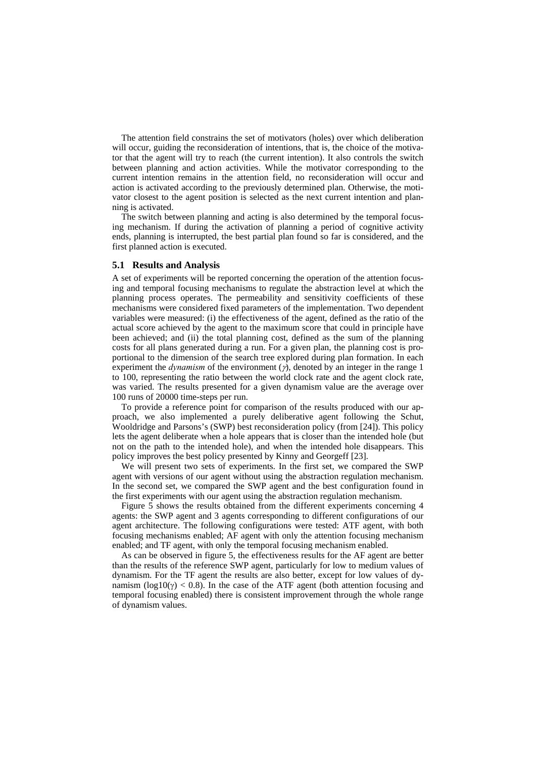The attention field constrains the set of motivators (holes) over which deliberation will occur, guiding the reconsideration of intentions, that is, the choice of the motivator that the agent will try to reach (the current intention). It also controls the switch between planning and action activities. While the motivator corresponding to the current intention remains in the attention field, no reconsideration will occur and action is activated according to the previously determined plan. Otherwise, the motivator closest to the agent position is selected as the next current intention and planning is activated.

The switch between planning and acting is also determined by the temporal focusing mechanism. If during the activation of planning a period of cognitive activity ends, planning is interrupted, the best partial plan found so far is considered, and the first planned action is executed.

### 5.1 Results and Analysis

A set of experiments will be reported concerning the operation of the attention focusing and temporal focusing mechanisms to regulate the abstraction level at which the planning process operates. The permeability and sensitivity coefficients of these mechanisms were considered fixed parameters of the implementation. Two dependent variables were measured: (i) the effectiveness of the agent, defined as the ratio of the actual score achieved by the agent to the maximum score that could in principle have been achieved; and (ii) the total planning cost, defined as the sum of the planning costs for all plans generated during a run. For a given plan, the planning cost is proportional to the dimension of the search tree explored during plan formation. In each experiment the *dynamism* of the environment ($\gamma$), denoted by an integer in the range 1 to 100, representing the ratio between the world clock rate and the agent clock rate, was varied. The results presented for a given dynamism value are the average over 100 runs of 20000 time-steps per run.

To provide a reference point for comparison of the results produced with our approach, we also implemented a purely deliberative agent following the Schut, Wooldridge and Parsons's (SWP) best reconsideration policy (from [24]). This policy lets the agent deliberate when a hole appears that is closer than the intended hole (but not on the path to the intended hole), and when the intended hole disappears. This policy improves the best policy presented by Kinny and Georgeff [23].

We will present two sets of experiments. In the first set, we compared the SWP agent with versions of our agent without using the abstraction regulation mechanism. In the second set, we compared the SWP agent and the best configuration found in the first experiments with our agent using the abstraction regulation mechanism.

Figure 5 shows the results obtained from the different experiments concerning 4 agents: the SWP agent and 3 agents corresponding to different configurations of our agent architecture. The following configurations were tested: ATF agent, with both focusing mechanisms enabled; AF agent with only the attention focusing mechanism enabled; and TF agent, with only the temporal focusing mechanism enabled.

As can be observed in figure 5, the effectiveness results for the AF agent are better than the results of the reference SWP agent, particularly for low to medium values of dynamism. For the TF agent the results are also better, except for low values of dynamism ($\log10(\gamma) < 0.8$). In the case of the ATF agent (both attention focusing and temporal focusing enabled) there is consistent improvement through the whole range of dynamism values.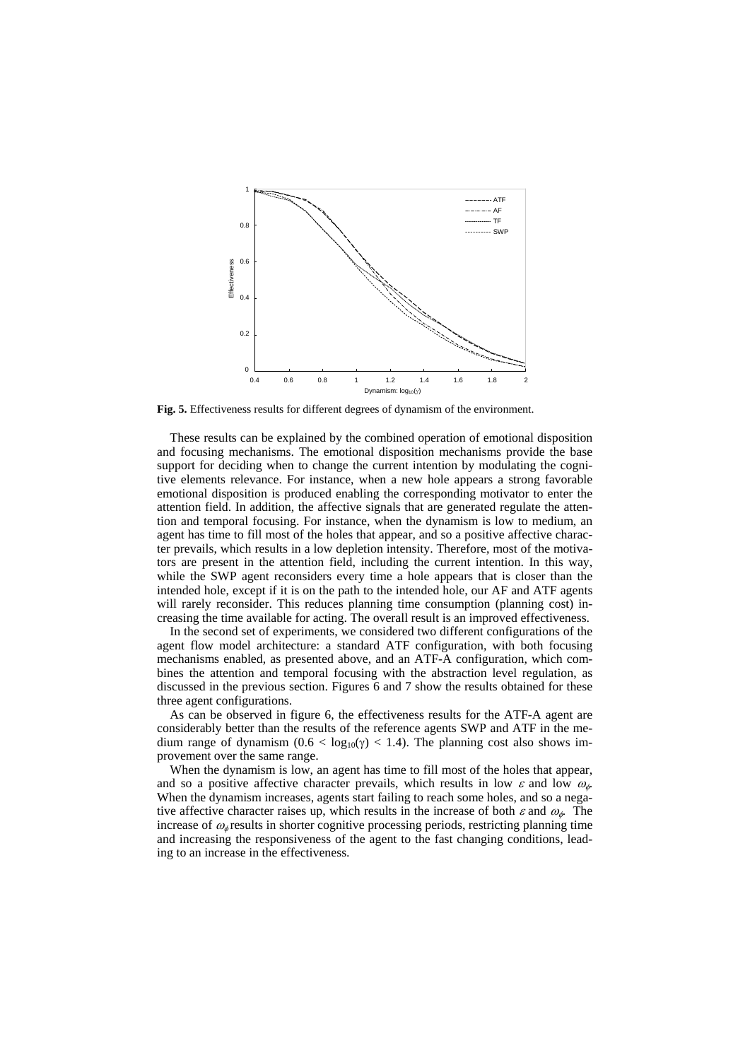1

0.8

0.6

0.4

0.2

0

0.4 0.6 0.8 1 1.2 1.4 1.6 1.8 2

Effectiveness

Dynamism: $\log_{10}(\gamma)$

ATF

AF

TF

SWP

**Fig. 5.** Effectiveness results for different degrees of dynamism of the environment.

These results can be explained by the combined operation of emotional disposition and focusing mechanisms. The emotional disposition mechanisms provide the base support for deciding when to change the current intention by modulating the cognitive elements relevance. For instance, when a new hole appears a strong favorable emotional disposition is produced enabling the corresponding motivator to enter the attention field. In addition, the affective signals that are generated regulate the attention and temporal focusing. For instance, when the dynamism is low to medium, an agent has time to fill most of the holes that appear, and so a positive affective character prevails, which results in a low depletion intensity. Therefore, most of the motivators are present in the attention field, including the current intention. In this way, while the SWP agent reconsiders every time a hole appears that is closer than the intended hole, except if it is on the path to the intended hole, our AF and ATF agents will rarely reconsider. This reduces planning time consumption (planning cost) increasing the time available for acting. The overall result is an improved effectiveness.

In the second set of experiments, we considered two different configurations of the agent flow model architecture: a standard ATF configuration, with both focusing mechanisms enabled, as presented above, and an ATF-A configuration, which combines the attention and temporal focusing with the abstraction level regulation, as discussed in the previous section. Figures 6 and 7 show the results obtained for these three agent configurations.

As can be observed in figure 6, the effectiveness results for the ATF-A agent are considerably better than the results of the reference agents SWP and ATF in the medium range of dynamism ($0.6 < \log_{10}(\gamma) < 1.4$). The planning cost also shows improvement over the same range.

When the dynamism is low, an agent has time to fill most of the holes that appear, and so a positive affective character prevails, which results in low $\varepsilon$ and low $\omega_\phi$. When the dynamism increases, agents start failing to reach some holes, and so a negative affective character raises up, which results in the increase of both $\varepsilon$ and $\omega_\phi$. The increase of $\omega_\phi$ results in shorter cognitive processing periods, restricting planning time and increasing the responsiveness of the agent to the fast changing conditions, leading to an increase in the effectiveness.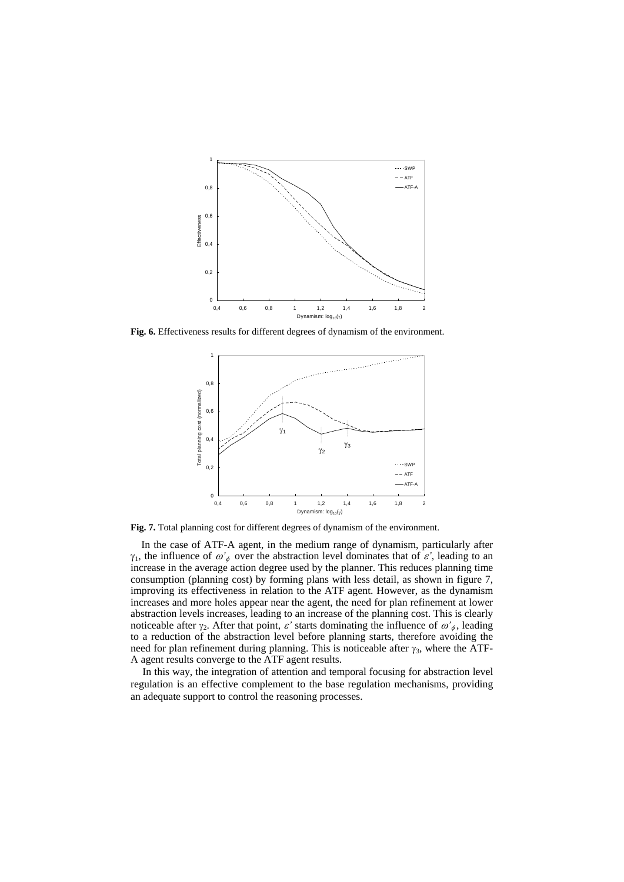**Fig. 6.** Effectiveness results for different degrees of dynamism of the environment.

**Fig. 7.** Total planning cost for different degrees of dynamism of the environment.

In the case of ATF-A agent, in the medium range of dynamism, particularly after $\gamma_1$, the influence of $\omega'_\phi$ over the abstraction level dominates that of $\varepsilon'$, leading to an increase in the average action degree used by the planner. This reduces planning time consumption (planning cost) by forming plans with less detail, as shown in figure 7, improving its effectiveness in relation to the ATF agent. However, as the dynamism increases and more holes appear near the agent, the need for plan refinement at lower abstraction levels increases, leading to an increase of the planning cost. This is clearly noticeable after $\gamma_2$. After that point, $\varepsilon'$ starts dominating the influence of $\omega'_\phi$, leading to a reduction of the abstraction level before planning starts, therefore avoiding the need for plan refinement during planning. This is noticeable after $\gamma_3$, where the ATF-A agent results converge to the ATF agent results.

In this way, the integration of attention and temporal focusing for abstraction level regulation is an effective complement to the base regulation mechanisms, providing an adequate support to control the reasoning processes.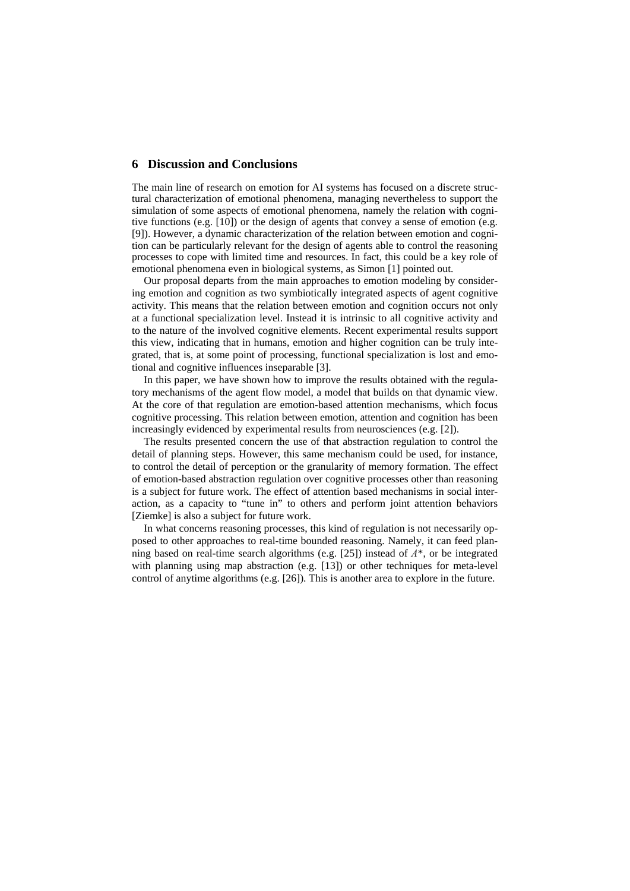## 6 Discussion and Conclusions

The main line of research on emotion for AI systems has focused on a discrete structural characterization of emotional phenomena, managing nevertheless to support the simulation of some aspects of emotional phenomena, namely the relation with cognitive functions (e.g. [10]) or the design of agents that convey a sense of emotion (e.g. [9]). However, a dynamic characterization of the relation between emotion and cognition can be particularly relevant for the design of agents able to control the reasoning processes to cope with limited time and resources. In fact, this could be a key role of emotional phenomena even in biological systems, as Simon [1] pointed out.

Our proposal departs from the main approaches to emotion modeling by considering emotion and cognition as two symbiotically integrated aspects of agent cognitive activity. This means that the relation between emotion and cognition occurs not only at a functional specialization level. Instead it is intrinsic to all cognitive activity and to the nature of the involved cognitive elements. Recent experimental results support this view, indicating that in humans, emotion and higher cognition can be truly integrated, that is, at some point of processing, functional specialization is lost and emotional and cognitive influences inseparable [3].

In this paper, we have shown how to improve the results obtained with the regulatory mechanisms of the agent flow model, a model that builds on that dynamic view. At the core of that regulation are emotion-based attention mechanisms, which focus cognitive processing. This relation between emotion, attention and cognition has been increasingly evidenced by experimental results from neurosciences (e.g. [2]).

The results presented concern the use of that abstraction regulation to control the detail of planning steps. However, this same mechanism could be used, for instance, to control the detail of perception or the granularity of memory formation. The effect of emotion-based abstraction regulation over cognitive processes other than reasoning is a subject for future work. The effect of attention based mechanisms in social interaction, as a capacity to "tune in" to others and perform joint attention behaviors [Ziemke] is also a subject for future work.

In what concerns reasoning processes, this kind of regulation is not necessarily opposed to other approaches to real-time bounded reasoning. Namely, it can feed planning based on real-time search algorithms (e.g. [25]) instead of *A\**, or be integrated with planning using map abstraction (e.g. [13]) or other techniques for meta-level control of anytime algorithms (e.g. [26]). This is another area to explore in the future.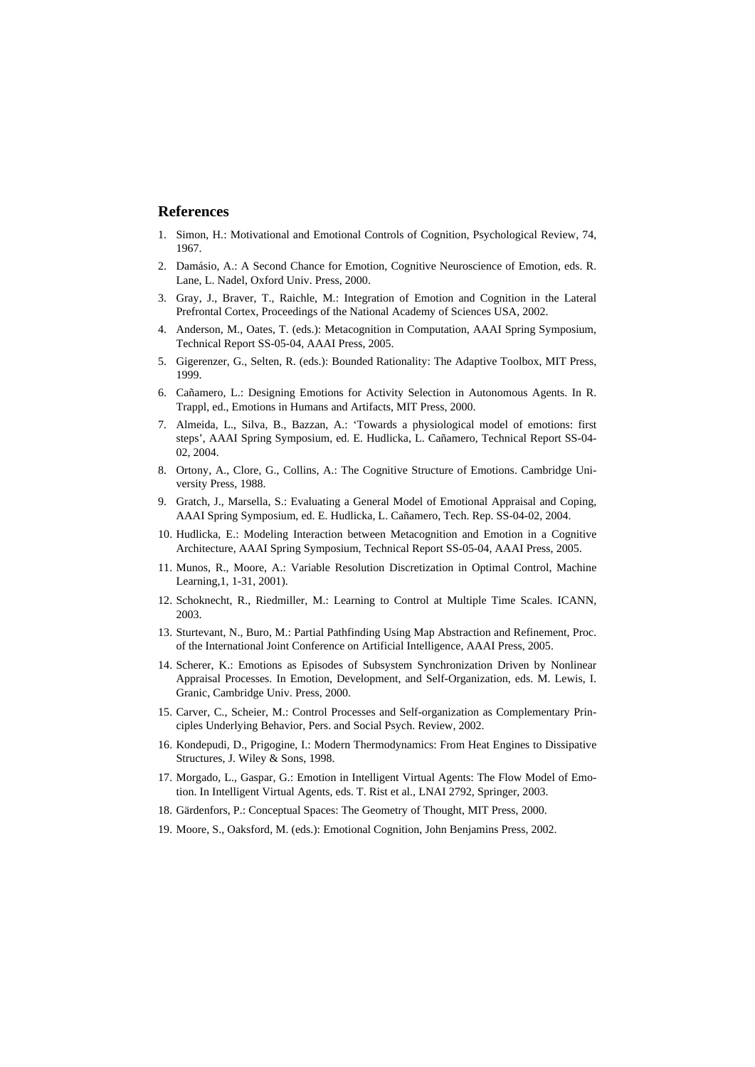## References

1. Simon, H.: Motivational and Emotional Controls of Cognition, Psychological Review, 74, 1967.
2. Damásio, A.: A Second Chance for Emotion, Cognitive Neuroscience of Emotion, eds. R. Lane, L. Nadel, Oxford Univ. Press, 2000.
3. Gray, J., Braver, T., Raichle, M.: Integration of Emotion and Cognition in the Lateral Prefrontal Cortex, Proceedings of the National Academy of Sciences USA, 2002.
4. Anderson, M., Oates, T. (eds.): Metacognition in Computation, AAAI Spring Symposium, Technical Report SS-05-04, AAAI Press, 2005.
5. Gigerenzer, G., Selten, R. (eds.): Bounded Rationality: The Adaptive Toolbox, MIT Press, 1999.
6. Cañamero, L.: Designing Emotions for Activity Selection in Autonomous Agents. In R. Trappl, ed., Emotions in Humans and Artifacts, MIT Press, 2000.
7. Almeida, L., Silva, B., Bazzan, A.: 'Towards a physiological model of emotions: first steps', AAAI Spring Symposium, ed. E. Hudlicka, L. Cañamero, Technical Report SS-04-02, 2004.
8. Ortony, A., Clore, G., Collins, A.: The Cognitive Structure of Emotions. Cambridge University Press, 1988.
9. Gratch, J., Marsella, S.: Evaluating a General Model of Emotional Appraisal and Coping, AAAI Spring Symposium, ed. E. Hudlicka, L. Cañamero, Tech. Rep. SS-04-02, 2004.
10. Hudlicka, E.: Modeling Interaction between Metacognition and Emotion in a Cognitive Architecture, AAAI Spring Symposium, Technical Report SS-05-04, AAAI Press, 2005.
11. Munos, R., Moore, A.: Variable Resolution Discretization in Optimal Control, Machine Learning,1, 1-31, 2001).
12. Schoknecht, R., Riedmiller, M.: Learning to Control at Multiple Time Scales. ICANN, 2003.
13. Sturtevant, N., Buro, M.: Partial Pathfinding Using Map Abstraction and Refinement, Proc. of the International Joint Conference on Artificial Intelligence, AAAI Press, 2005.
14. Scherer, K.: Emotions as Episodes of Subsystem Synchronization Driven by Nonlinear Appraisal Processes. In Emotion, Development, and Self-Organization, eds. M. Lewis, I. Granic, Cambridge Univ. Press, 2000.
15. Carver, C., Scheier, M.: Control Processes and Self-organization as Complementary Principles Underlying Behavior, Pers. and Social Psych. Review, 2002.
16. Kondepudi, D., Prigogine, I.: Modern Thermodynamics: From Heat Engines to Dissipative Structures, J. Wiley & Sons, 1998.
17. Morgado, L., Gaspar, G.: Emotion in Intelligent Virtual Agents: The Flow Model of Emotion. In Intelligent Virtual Agents, eds. T. Rist et al., LNAI 2792, Springer, 2003.
18. Gärdenfors, P.: Conceptual Spaces: The Geometry of Thought, MIT Press, 2000.
19. Moore, S., Oaksford, M. (eds.): Emotional Cognition, John Benjamins Press, 2002.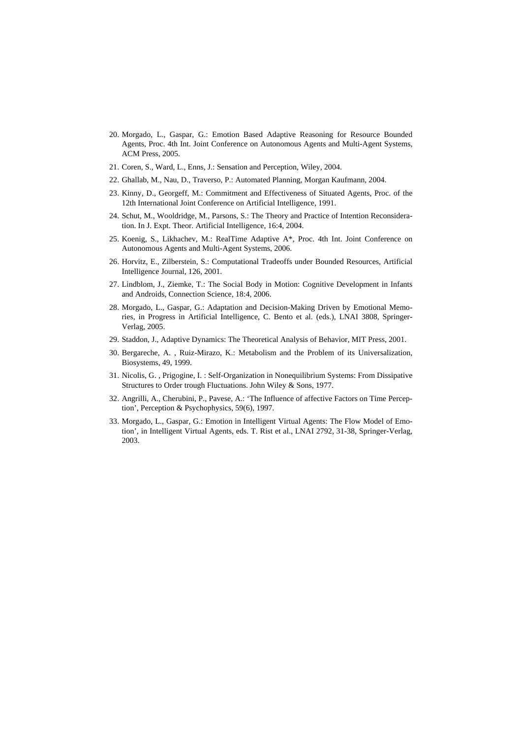20. Morgado, L., Gaspar, G.: Emotion Based Adaptive Reasoning for Resource Bounded Agents, Proc. 4th Int. Joint Conference on Autonomous Agents and Multi-Agent Systems, ACM Press, 2005.
21. Coren, S., Ward, L., Enns, J.: Sensation and Perception, Wiley, 2004.
22. Ghallab, M., Nau, D., Traverso, P.: Automated Planning, Morgan Kaufmann, 2004.
23. Kinny, D., Georgeff, M.: Commitment and Effectiveness of Situated Agents, Proc. of the 12th International Joint Conference on Artificial Intelligence, 1991.
24. Schut, M., Wooldridge, M., Parsons, S.: The Theory and Practice of Intention Reconsideration. In J. Expt. Theor. Artificial Intelligence, 16:4, 2004.
25. Koenig, S., Likhachev, M.: RealTime Adaptive A*, Proc. 4th Int. Joint Conference on Autonomous Agents and Multi-Agent Systems, 2006.
26. Horvitz, E., Zilberstein, S.: Computational Tradeoffs under Bounded Resources, Artificial Intelligence Journal, 126, 2001.
27. Lindblom, J., Ziemke, T.: The Social Body in Motion: Cognitive Development in Infants and Androids, Connection Science, 18:4, 2006.
28. Morgado, L., Gaspar, G.: Adaptation and Decision-Making Driven by Emotional Memories, in Progress in Artificial Intelligence, C. Bento et al. (eds.), LNAI 3808, Springer-Verlag, 2005.
29. Staddon, J., Adaptive Dynamics: The Theoretical Analysis of Behavior, MIT Press, 2001.
30. Bergareche, A. , Ruiz-Mirazo, K.: Metabolism and the Problem of its Universalization, Biosystems, 49, 1999.
31. Nicolis, G. , Prigogine, I. : Self-Organization in Nonequilibrium Systems: From Dissipative Structures to Order trough Fluctuations. John Wiley & Sons, 1977.
32. Angrilli, A., Cherubini, P., Pavese, A.: 'The Influence of affective Factors on Time Perception', Perception & Psychophysics, 59(6), 1997.
33. Morgado, L., Gaspar, G.: Emotion in Intelligent Virtual Agents: The Flow Model of Emotion', in Intelligent Virtual Agents, eds. T. Rist et al., LNAI 2792, 31-38, Springer-Verlag, 2003.